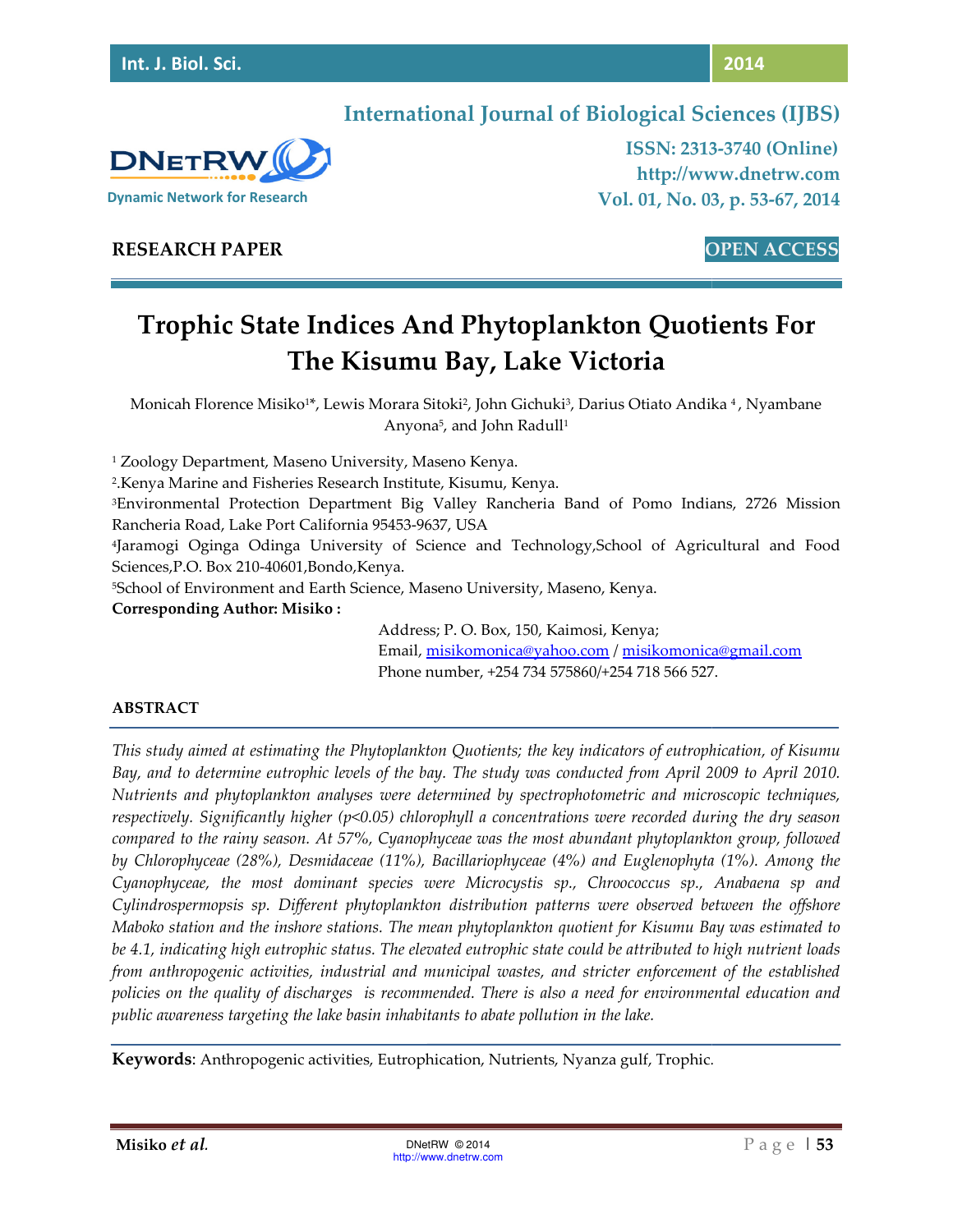# Trophic State Indices And Phytoplankton Quotients For The Kisumu Bay, Lake Victoria

Monicah Florence Misiko[1]*, Lewis Morara Sitoki[2], John Gichuki[3], Darius Otiato Andika [4], Nyambane Anyona[5], and John Radull[1]

[1] Zoology Department, Maseno University, Maseno Kenya.

[2].Kenya Marine and Fisheries Research Institute, Kisumu, Kenya.

[3]Environmental Protection Department Big Valley Rancheria Band of Pomo Indians, 2726 Mission Rancheria Road, Lake Port California 95453-9637, USA

[4]Jaramogi Oginga Odinga University of Science and Technology,School of Agricultural and Food Sciences,P.O. Box 210-40601,Bondo,Kenya.

[5]School of Environment and Earth Science, Maseno University, Maseno, Kenya.

**Corresponding Author: Misiko :**

Address; P. O. Box, 150, Kaimosi, Kenya;
Email, misikomonica@yahoo.com / misikomonica@gmail.com
Phone number, +254 734 575860/+254 718 566 527.

## ABSTRACT

*This study aimed at estimating the Phytoplankton Quotients; the key indicators of eutrophication, of Kisumu Bay, and to determine eutrophic levels of the bay. The study was conducted from April 2009 to April 2010. Nutrients and phytoplankton analyses were determined by spectrophotometric and microscopic techniques, respectively. Significantly higher ($p<0.05$) chlorophyll a concentrations were recorded during the dry season compared to the rainy season. At 57%, Cyanophyceae was the most abundant phytoplankton group, followed by Chlorophyceae (28%), Desmidaceae (11%), Bacillariophyceae (4%) and Euglenophyta (1%). Among the Cyanophyceae, the most dominant species were Microcystis sp., Chroococcus sp., Anabaena sp and Cylindrospermopsis sp. Different phytoplankton distribution patterns were observed between the offshore Maboko station and the inshore stations. The mean phytoplankton quotient for Kisumu Bay was estimated to be 4.1, indicating high eutrophic status. The elevated eutrophic state could be attributed to high nutrient loads from anthropogenic activities, industrial and municipal wastes, and stricter enforcement of the established policies on the quality of discharges is recommended. There is also a need for environmental education and public awareness targeting the lake basin inhabitants to abate pollution in the lake.*

**Keywords**: Anthropogenic activities, Eutrophication, Nutrients, Nyanza gulf, Trophic.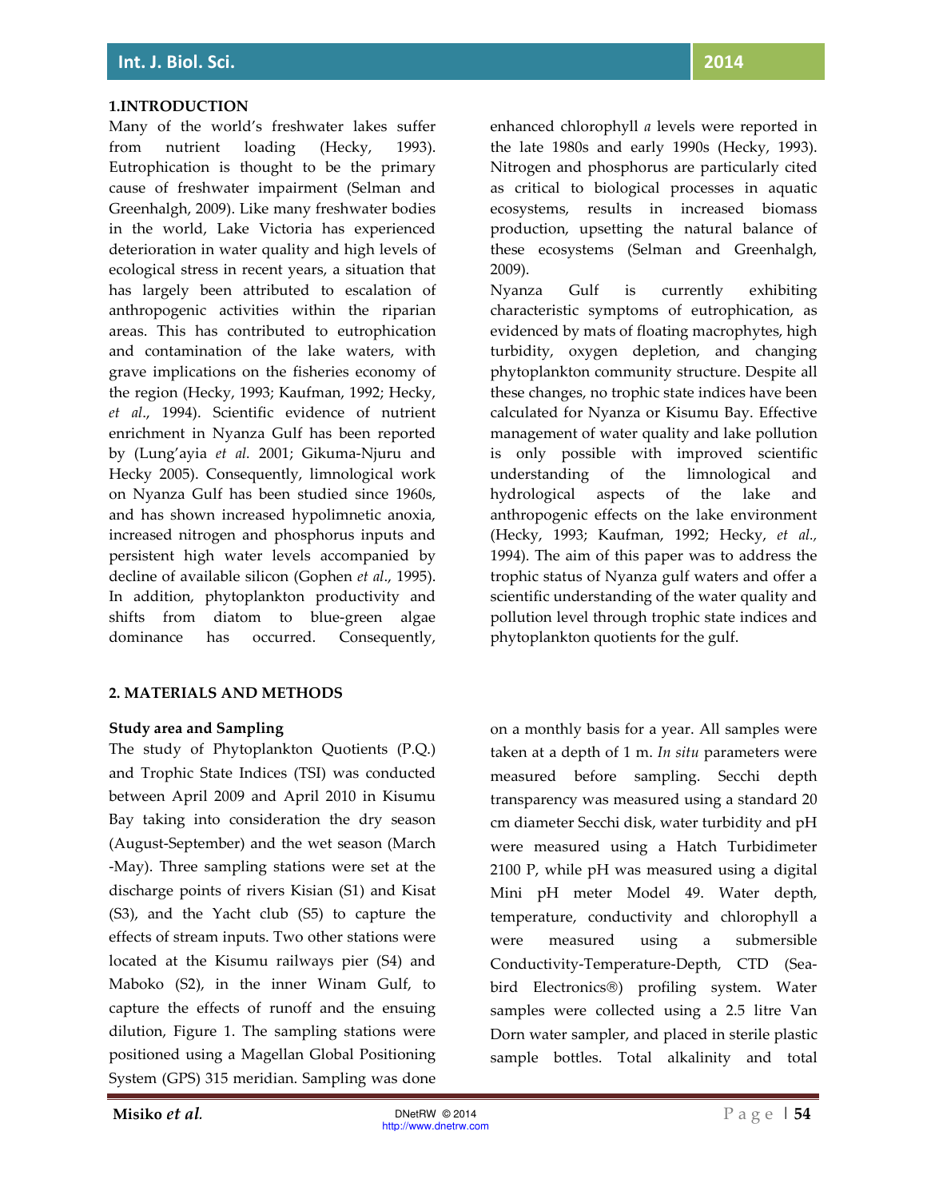## 1.INTRODUCTION

Many of the world's freshwater lakes suffer from nutrient loading (Hecky, 1993). Eutrophication is thought to be the primary cause of freshwater impairment (Selman and Greenhalgh, 2009). Like many freshwater bodies in the world, Lake Victoria has experienced deterioration in water quality and high levels of ecological stress in recent years, a situation that has largely been attributed to escalation of anthropogenic activities within the riparian areas. This has contributed to eutrophication and contamination of the lake waters, with grave implications on the fisheries economy of the region (Hecky, 1993; Kaufman, 1992; Hecky, *et al*., 1994). Scientific evidence of nutrient enrichment in Nyanza Gulf has been reported by (Lung'ayia *et al.* 2001; Gikuma-Njuru and Hecky 2005). Consequently, limnological work on Nyanza Gulf has been studied since 1960s, and has shown increased hypolimnetic anoxia, increased nitrogen and phosphorus inputs and persistent high water levels accompanied by decline of available silicon (Gophen *et al*., 1995). In addition, phytoplankton productivity and shifts from diatom to blue-green algae dominance has occurred. Consequently, enhanced chlorophyll *a* levels were reported in the late 1980s and early 1990s (Hecky, 1993). Nitrogen and phosphorus are particularly cited as critical to biological processes in aquatic ecosystems, results in increased biomass production, upsetting the natural balance of these ecosystems (Selman and Greenhalgh, 2009).

Nyanza Gulf is currently exhibiting characteristic symptoms of eutrophication, as evidenced by mats of floating macrophytes, high turbidity, oxygen depletion, and changing phytoplankton community structure. Despite all these changes, no trophic state indices have been calculated for Nyanza or Kisumu Bay. Effective management of water quality and lake pollution is only possible with improved scientific understanding of the limnological and hydrological aspects of the lake and anthropogenic effects on the lake environment (Hecky, 1993; Kaufman, 1992; Hecky, *et al.*, 1994). The aim of this paper was to address the trophic status of Nyanza gulf waters and offer a scientific understanding of the water quality and pollution level through trophic state indices and phytoplankton quotients for the gulf.

## 2. MATERIALS AND METHODS

### Study area and Sampling

The study of Phytoplankton Quotients (P.Q.) and Trophic State Indices (TSI) was conducted between April 2009 and April 2010 in Kisumu Bay taking into consideration the dry season (August-September) and the wet season (March -May). Three sampling stations were set at the discharge points of rivers Kisian (S1) and Kisat (S3), and the Yacht club (S5) to capture the effects of stream inputs. Two other stations were located at the Kisumu railways pier (S4) and Maboko (S2), in the inner Winam Gulf, to capture the effects of runoff and the ensuing dilution, Figure 1. The sampling stations were positioned using a Magellan Global Positioning System (GPS) 315 meridian. Sampling was done on a monthly basis for a year. All samples were taken at a depth of 1 m. *In situ* parameters were measured before sampling. Secchi depth transparency was measured using a standard 20 cm diameter Secchi disk, water turbidity and pH were measured using a Hatch Turbidimeter 2100 P, while pH was measured using a digital Mini pH meter Model 49. Water depth, temperature, conductivity and chlorophyll a were measured using a submersible Conductivity-Temperature-Depth, CTD (Sea-bird Electronics®) profiling system. Water samples were collected using a 2.5 litre Van Dorn water sampler, and placed in sterile plastic sample bottles. Total alkalinity and total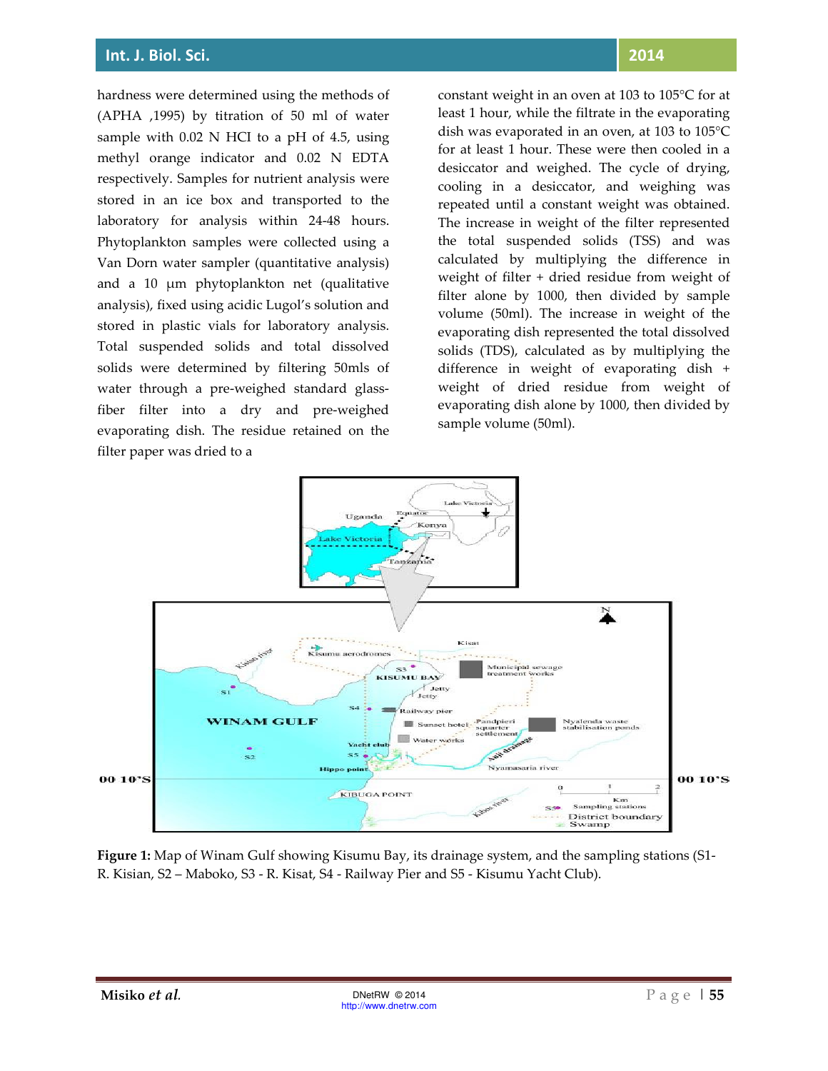hardness were determined using the methods of (APHA ,1995) by titration of 50 ml of water sample with 0.02 N HCl to a pH of 4.5, using methyl orange indicator and 0.02 N EDTA respectively. Samples for nutrient analysis were stored in an ice box and transported to the laboratory for analysis within 24-48 hours. Phytoplankton samples were collected using a Van Dorn water sampler (quantitative analysis) and a 10 μm phytoplankton net (qualitative analysis), fixed using acidic Lugol's solution and stored in plastic vials for laboratory analysis. Total suspended solids and total dissolved solids were determined by filtering 50mls of water through a pre-weighed standard glass-fiber filter into a dry and pre-weighed evaporating dish. The residue retained on the filter paper was dried to a constant weight in an oven at 103 to 105°C for at least 1 hour, while the filtrate in the evaporating dish was evaporated in an oven, at 103 to 105°C for at least 1 hour. These were then cooled in a desiccator and weighed. The cycle of drying, cooling in a desiccator, and weighing was repeated until a constant weight was obtained. The increase in weight of the filter represented the total suspended solids (TSS) and was calculated by multiplying the difference in weight of filter + dried residue from weight of filter alone by 1000, then divided by sample volume (50ml). The increase in weight of the evaporating dish represented the total dissolved solids (TDS), calculated as by multiplying the difference in weight of evaporating dish + weight of dried residue from weight of evaporating dish alone by 1000, then divided by sample volume (50ml).

**Figure 1:** Map of Winam Gulf showing Kisumu Bay, its drainage system, and the sampling stations (S1- R. Kisian, S2 – Maboko, S3 - R. Kisat, S4 - Railway Pier and S5 - Kisumu Yacht Club).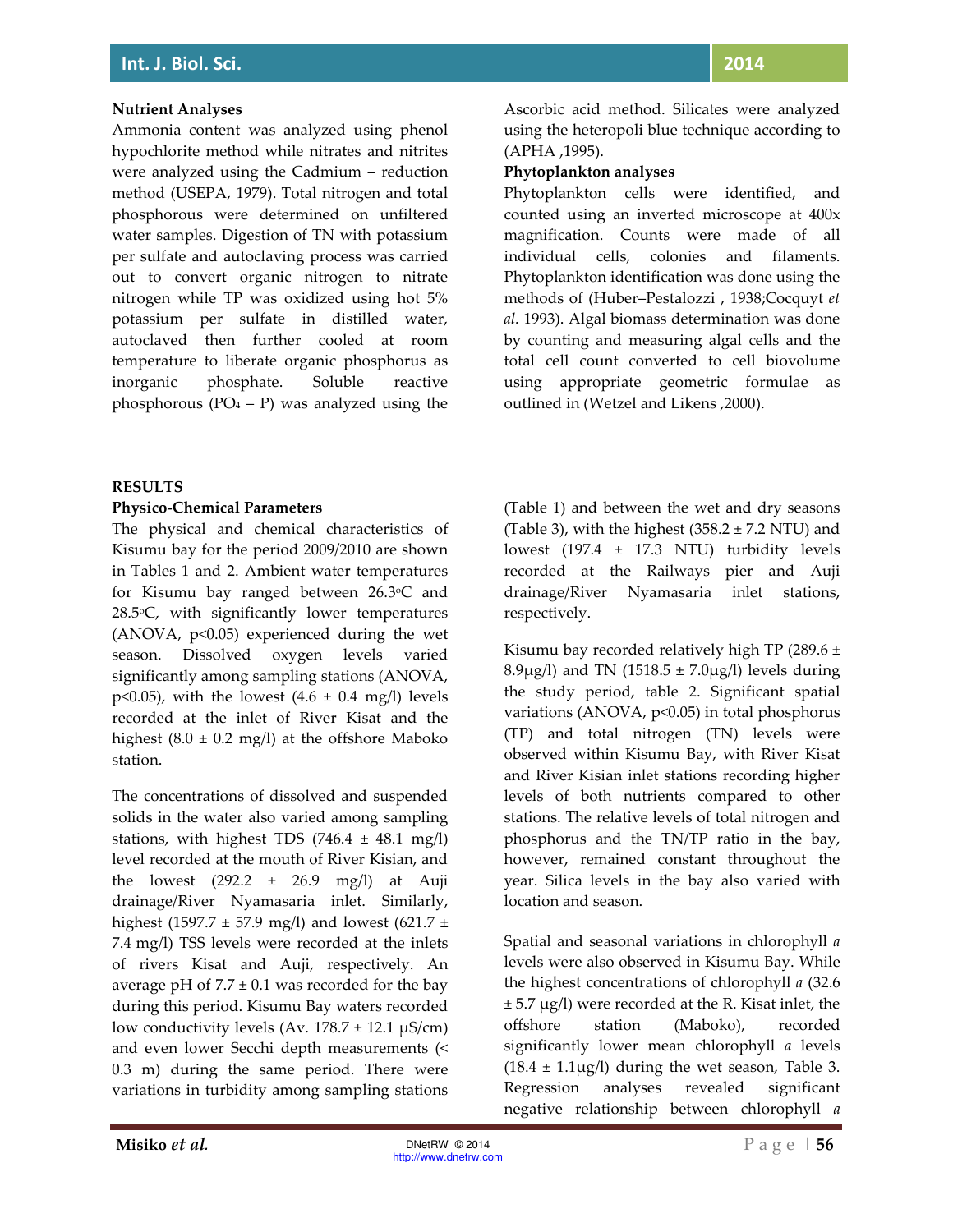### Nutrient Analyses

Ammonia content was analyzed using phenol hypochlorite method while nitrates and nitrites were analyzed using the Cadmium – reduction method (USEPA, 1979). Total nitrogen and total phosphorous were determined on unfiltered water samples. Digestion of TN with potassium per sulfate and autoclaving process was carried out to convert organic nitrogen to nitrate nitrogen while TP was oxidized using hot 5% potassium per sulfate in distilled water, autoclaved then further cooled at room temperature to liberate organic phosphorus as inorganic phosphate. Soluble reactive phosphorous ($PO_4$ – P) was analyzed using the Ascorbic acid method. Silicates were analyzed using the heteropoli blue technique according to (APHA ,1995).

### Phytoplankton analyses

Phytoplankton cells were identified, and counted using an inverted microscope at 400x magnification. Counts were made of all individual cells, colonies and filaments. Phytoplankton identification was done using the methods of (Huber–Pestalozzi , 1938;Cocquyt *et al.* 1993). Algal biomass determination was done by counting and measuring algal cells and the total cell count converted to cell biovolume using appropriate geometric formulae as outlined in (Wetzel and Likens ,2000).

## RESULTS

### Physico-Chemical Parameters

The physical and chemical characteristics of Kisumu bay for the period 2009/2010 are shown in Tables 1 and 2. Ambient water temperatures for Kisumu bay ranged between 26.3°C and 28.5°C, with significantly lower temperatures (ANOVA, $p<0.05$) experienced during the wet season. Dissolved oxygen levels varied significantly among sampling stations (ANOVA, $p<0.05$), with the lowest (4.6 ± 0.4 mg/l) levels recorded at the inlet of River Kisat and the highest (8.0 ± 0.2 mg/l) at the offshore Maboko station.

The concentrations of dissolved and suspended solids in the water also varied among sampling stations, with highest TDS (746.4 ± 48.1 mg/l) level recorded at the mouth of River Kisian, and the lowest (292.2 ± 26.9 mg/l) at Auji drainage/River Nyamasaria inlet. Similarly, highest (1597.7 ± 57.9 mg/l) and lowest (621.7 ± 7.4 mg/l) TSS levels were recorded at the inlets of rivers Kisat and Auji, respectively. An average pH of 7.7 ± 0.1 was recorded for the bay during this period. Kisumu Bay waters recorded low conductivity levels (Av. 178.7 ± 12.1 μS/cm) and even lower Secchi depth measurements (< 0.3 m) during the same period. There were variations in turbidity among sampling stations (Table 1) and between the wet and dry seasons (Table 3), with the highest (358.2 ± 7.2 NTU) and lowest (197.4 ± 17.3 NTU) turbidity levels recorded at the Railways pier and Auji drainage/River Nyamasaria inlet stations, respectively.

Kisumu bay recorded relatively high TP (289.6 ± 8.9μg/l) and TN (1518.5 ± 7.0μg/l) levels during the study period, table 2. Significant spatial variations (ANOVA, $p<0.05$) in total phosphorus (TP) and total nitrogen (TN) levels were observed within Kisumu Bay, with River Kisat and River Kisian inlet stations recording higher levels of both nutrients compared to other stations. The relative levels of total nitrogen and phosphorus and the TN/TP ratio in the bay, however, remained constant throughout the year. Silica levels in the bay also varied with location and season.

Spatial and seasonal variations in chlorophyll *a* levels were also observed in Kisumu Bay. While the highest concentrations of chlorophyll *a* (32.6 ± 5.7 μg/l) were recorded at the R. Kisat inlet, the offshore station (Maboko), recorded significantly lower mean chlorophyll *a* levels (18.4 ± 1.1μg/l) during the wet season, Table 3. Regression analyses revealed significant negative relationship between chlorophyll *a*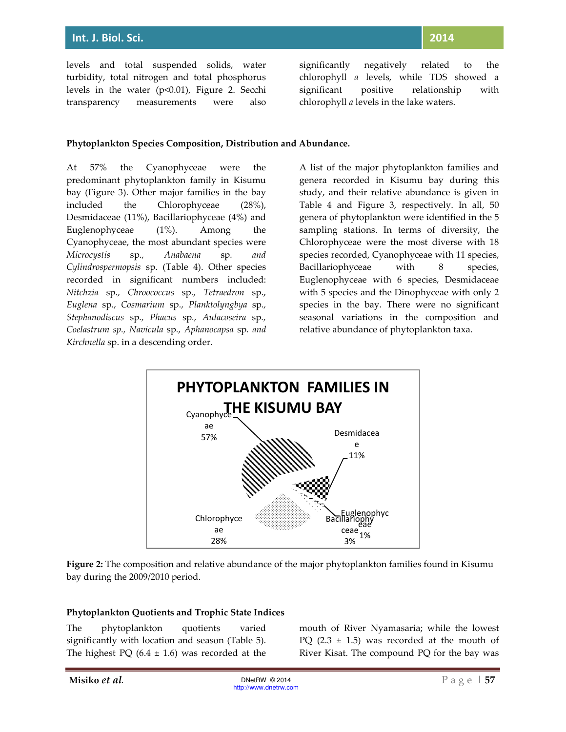levels and total suspended solids, water turbidity, total nitrogen and total phosphorus levels in the water ($p<0.01$), Figure 2. Secchi transparency measurements were also significantly negatively related to the chlorophyll *a* levels, while TDS showed a significant positive relationship with chlorophyll *a* levels in the lake waters.

**Phytoplankton Species Composition, Distribution and Abundance.**

At 57% the Cyanophyceae were the predominant phytoplankton family in Kisumu bay (Figure 3). Other major families in the bay included the Chlorophyceae (28%), Desmidaceae (11%), Bacillariophyceae (4%) and Euglenophyceae (1%). Among the Cyanophyceae, the most abundant species were *Microcystis* sp., *Anabaena* sp. *and Cylindrospermopsis* sp. (Table 4). Other species recorded in significant numbers included: *Nitchzia* sp., *Chroococcus* sp., *Tetraedron* sp., *Euglena* sp., *Cosmarium* sp., *Planktolyngbya* sp., *Stephanodiscus* sp., *Phacus* sp., *Aulacoseira* sp., *Coelastrum sp., Navicula* sp., *Aphanocapsa* sp. *and Kirchnella* sp. in a descending order.

A list of the major phytoplankton families and genera recorded in Kisumu bay during this study, and their relative abundance is given in Table 4 and Figure 3, respectively. In all, 50 genera of phytoplankton were identified in the 5 sampling stations. In terms of diversity, the Chlorophyceae were the most diverse with 18 species recorded, Cyanophyceae with 11 species, Bacillariophyceae with 8 species, Euglenophyceae with 6 species, Desmidaceae with 5 species and the Dinophyceae with only 2 species in the bay. There were no significant seasonal variations in the composition and relative abundance of phytoplankton taxa.

**Figure 2:** The composition and relative abundance of the major phytoplankton families found in Kisumu bay during the 2009/2010 period.

**Phytoplankton Quotients and Trophic State Indices**

The phytoplankton quotients varied significantly with location and season (Table 5). The highest PQ (6.4 ± 1.6) was recorded at the mouth of River Nyamasaria; while the lowest PQ (2.3 ± 1.5) was recorded at the mouth of River Kisat. The compound PQ for the bay was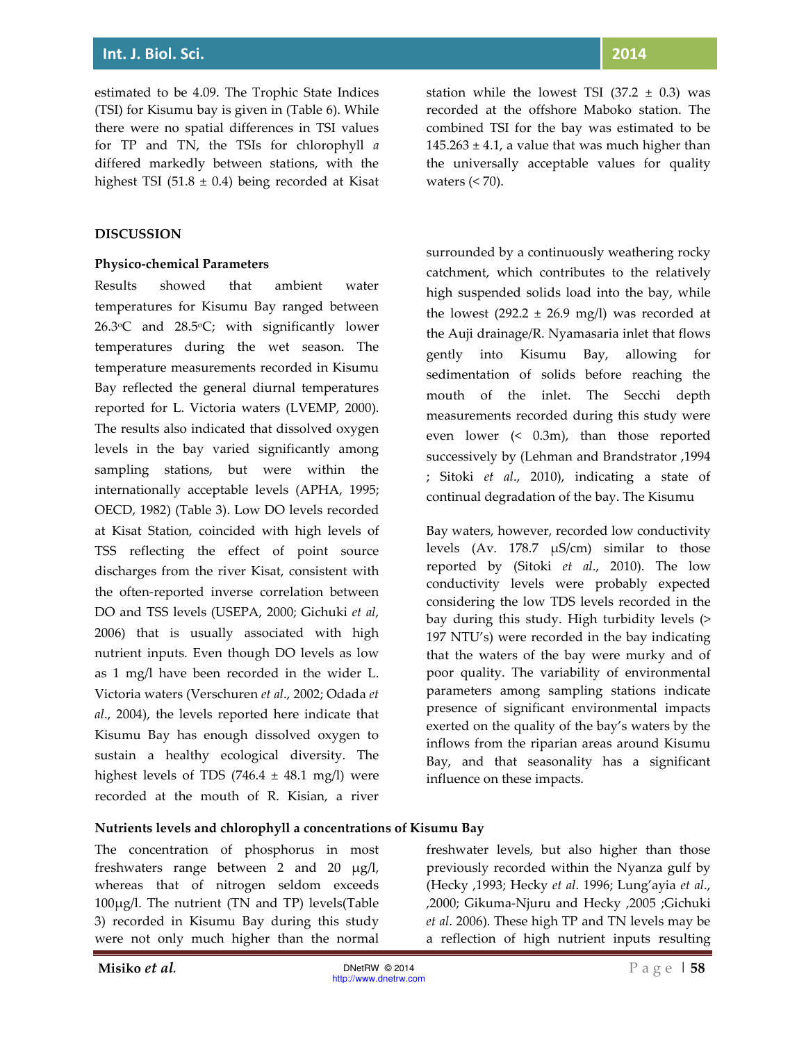estimated to be 4.09. The Trophic State Indices (TSI) for Kisumu bay is given in (Table 6). While there were no spatial differences in TSI values for TP and TN, the TSIs for chlorophyll *a* differed markedly between stations, with the highest TSI (51.8 ± 0.4) being recorded at Kisat station while the lowest TSI (37.2 ± 0.3) was recorded at the offshore Maboko station. The combined TSI for the bay was estimated to be 145.263 ± 4.1, a value that was much higher than the universally acceptable values for quality waters (< 70).

## DISCUSSION

### Physico-chemical Parameters

Results showed that ambient water temperatures for Kisumu Bay ranged between 26.3°C and 28.5°C; with significantly lower temperatures during the wet season. The temperature measurements recorded in Kisumu Bay reflected the general diurnal temperatures reported for L. Victoria waters (LVEMP, 2000). The results also indicated that dissolved oxygen levels in the bay varied significantly among sampling stations, but were within the internationally acceptable levels (APHA, 1995; OECD, 1982) (Table 3). Low DO levels recorded at Kisat Station, coincided with high levels of TSS reflecting the effect of point source discharges from the river Kisat, consistent with the often-reported inverse correlation between DO and TSS levels (USEPA, 2000; Gichuki *et al*, 2006) that is usually associated with high nutrient inputs. Even though DO levels as low as 1 mg/l have been recorded in the wider L. Victoria waters (Verschuren *et al*., 2002; Odada *et al*., 2004), the levels reported here indicate that Kisumu Bay has enough dissolved oxygen to sustain a healthy ecological diversity. The highest levels of TDS (746.4 ± 48.1 mg/l) were recorded at the mouth of R. Kisian, a river surrounded by a continuously weathering rocky catchment, which contributes to the relatively high suspended solids load into the bay, while the lowest (292.2 ± 26.9 mg/l) was recorded at the Auji drainage/R. Nyamasaria inlet that flows gently into Kisumu Bay, allowing for sedimentation of solids before reaching the mouth of the inlet. The Secchi depth measurements recorded during this study were even lower (< 0.3m), than those reported successively by (Lehman and Brandstrator ,1994 ; Sitoki *et al*., 2010), indicating a state of continual degradation of the bay. The Kisumu

Bay waters, however, recorded low conductivity levels (Av. 178.7 µS/cm) similar to those reported by (Sitoki *et al*., 2010). The low conductivity levels were probably expected considering the low TDS levels recorded in the bay during this study. High turbidity levels (> 197 NTU's) were recorded in the bay indicating that the waters of the bay were murky and of poor quality. The variability of environmental parameters among sampling stations indicate presence of significant environmental impacts exerted on the quality of the bay's waters by the inflows from the riparian areas around Kisumu Bay, and that seasonality has a significant influence on these impacts.

### Nutrients levels and chlorophyll a concentrations of Kisumu Bay

The concentration of phosphorus in most freshwaters range between 2 and 20 µg/l, whereas that of nitrogen seldom exceeds 100µg/l. The nutrient (TN and TP) levels(Table 3) recorded in Kisumu Bay during this study were not only much higher than the normal freshwater levels, but also higher than those previously recorded within the Nyanza gulf by (Hecky ,1993; Hecky *et al*. 1996; Lung'ayia *et al*., ,2000; Gikuma-Njuru and Hecky ,2005 ;Gichuki *et al*. 2006). These high TP and TN levels may be a reflection of high nutrient inputs resulting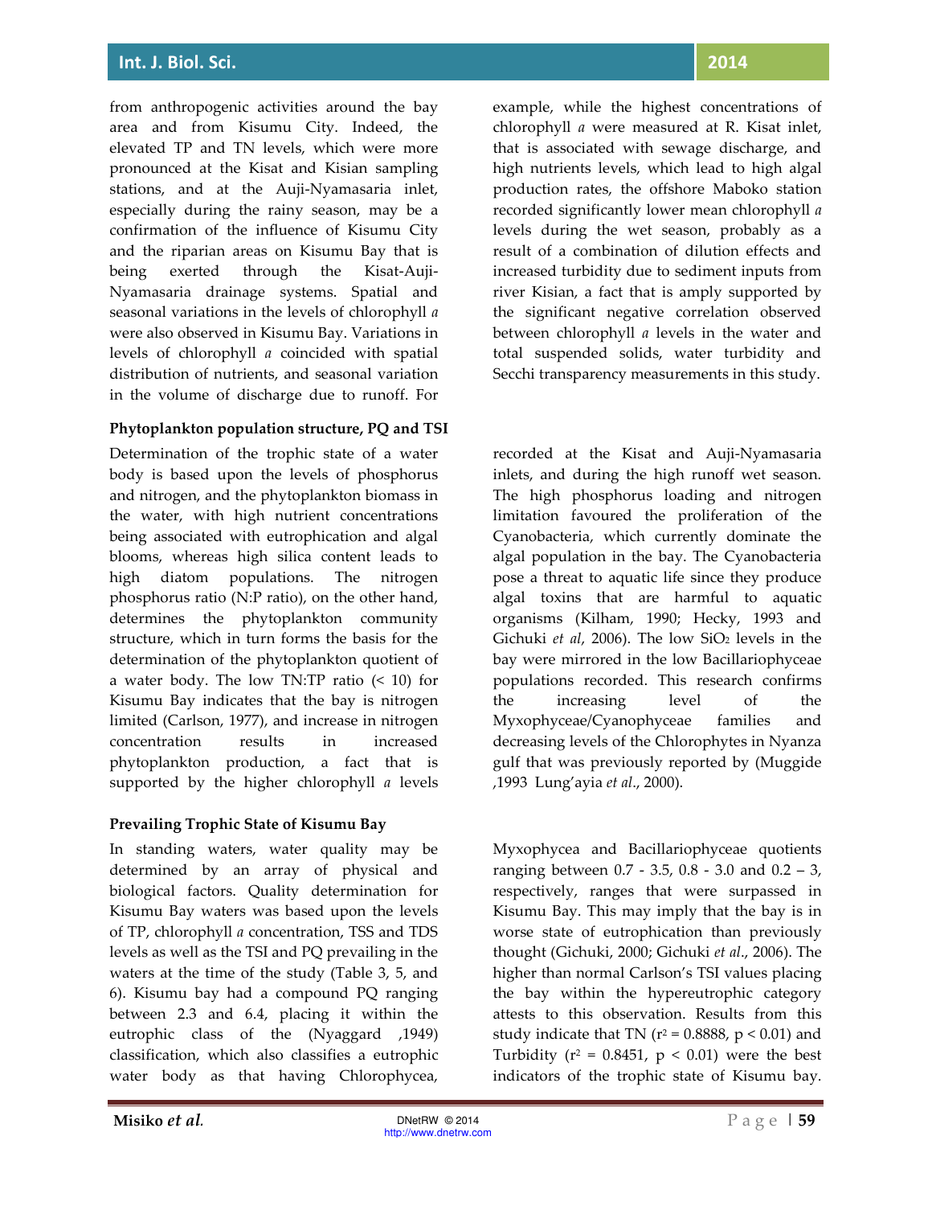from anthropogenic activities around the bay area and from Kisumu City. Indeed, the elevated TP and TN levels, which were more pronounced at the Kisat and Kisian sampling stations, and at the Auji-Nyamasaria inlet, especially during the rainy season, may be a confirmation of the influence of Kisumu City and the riparian areas on Kisumu Bay that is being exerted through the Kisat-Auji-Nyamasaria drainage systems. Spatial and seasonal variations in the levels of chlorophyll *a* were also observed in Kisumu Bay. Variations in levels of chlorophyll *a* coincided with spatial distribution of nutrients, and seasonal variation in the volume of discharge due to runoff. For example, while the highest concentrations of chlorophyll *a* were measured at R. Kisat inlet, that is associated with sewage discharge, and high nutrients levels, which lead to high algal production rates, the offshore Maboko station recorded significantly lower mean chlorophyll *a* levels during the wet season, probably as a result of a combination of dilution effects and increased turbidity due to sediment inputs from river Kisian, a fact that is amply supported by the significant negative correlation observed between chlorophyll *a* levels in the water and total suspended solids, water turbidity and Secchi transparency measurements in this study.

**Phytoplankton population structure, PQ and TSI**

Determination of the trophic state of a water body is based upon the levels of phosphorus and nitrogen, and the phytoplankton biomass in the water, with high nutrient concentrations being associated with eutrophication and algal blooms, whereas high silica content leads to high diatom populations. The nitrogen phosphorus ratio (N:P ratio), on the other hand, determines the phytoplankton community structure, which in turn forms the basis for the determination of the phytoplankton quotient of a water body. The low TN:TP ratio (< 10) for Kisumu Bay indicates that the bay is nitrogen limited (Carlson, 1977), and increase in nitrogen concentration results in increased phytoplankton production, a fact that is supported by the higher chlorophyll *a* levels recorded at the Kisat and Auji-Nyamasaria inlets, and during the high runoff wet season. The high phosphorus loading and nitrogen limitation favoured the proliferation of the Cyanobacteria, which currently dominate the algal population in the bay. The Cyanobacteria pose a threat to aquatic life since they produce algal toxins that are harmful to aquatic organisms (Kilham, 1990; Hecky, 1993 and Gichuki *et al*, 2006). The low $SiO_2$ levels in the bay were mirrored in the low Bacillariophyceae populations recorded. This research confirms the increasing level of the Myxophyceae/Cyanophyceae families and decreasing levels of the Chlorophytes in Nyanza gulf that was previously reported by (Muggide ,1993 Lung'ayia *et al*., 2000).

**Prevailing Trophic State of Kisumu Bay**

In standing waters, water quality may be determined by an array of physical and biological factors. Quality determination for Kisumu Bay waters was based upon the levels of TP, chlorophyll *a* concentration, TSS and TDS levels as well as the TSI and PQ prevailing in the waters at the time of the study (Table 3, 5, and 6). Kisumu bay had a compound PQ ranging between 2.3 and 6.4, placing it within the eutrophic class of the (Nyaggard ,1949) classification, which also classifies a eutrophic water body as that having Chlorophycea, Myxophycea and Bacillariophyceae quotients ranging between 0.7 - 3.5, 0.8 - 3.0 and 0.2 – 3, respectively, ranges that were surpassed in Kisumu Bay. This may imply that the bay is in worse state of eutrophication than previously thought (Gichuki, 2000; Gichuki *et al*., 2006). The higher than normal Carlson's TSI values placing the bay within the hypereutrophic category attests to this observation. Results from this study indicate that TN ($r^2 = 0.8888$, $p < 0.01$) and Turbidity ($r^2 = 0.8451$, $p < 0.01$) were the best indicators of the trophic state of Kisumu bay.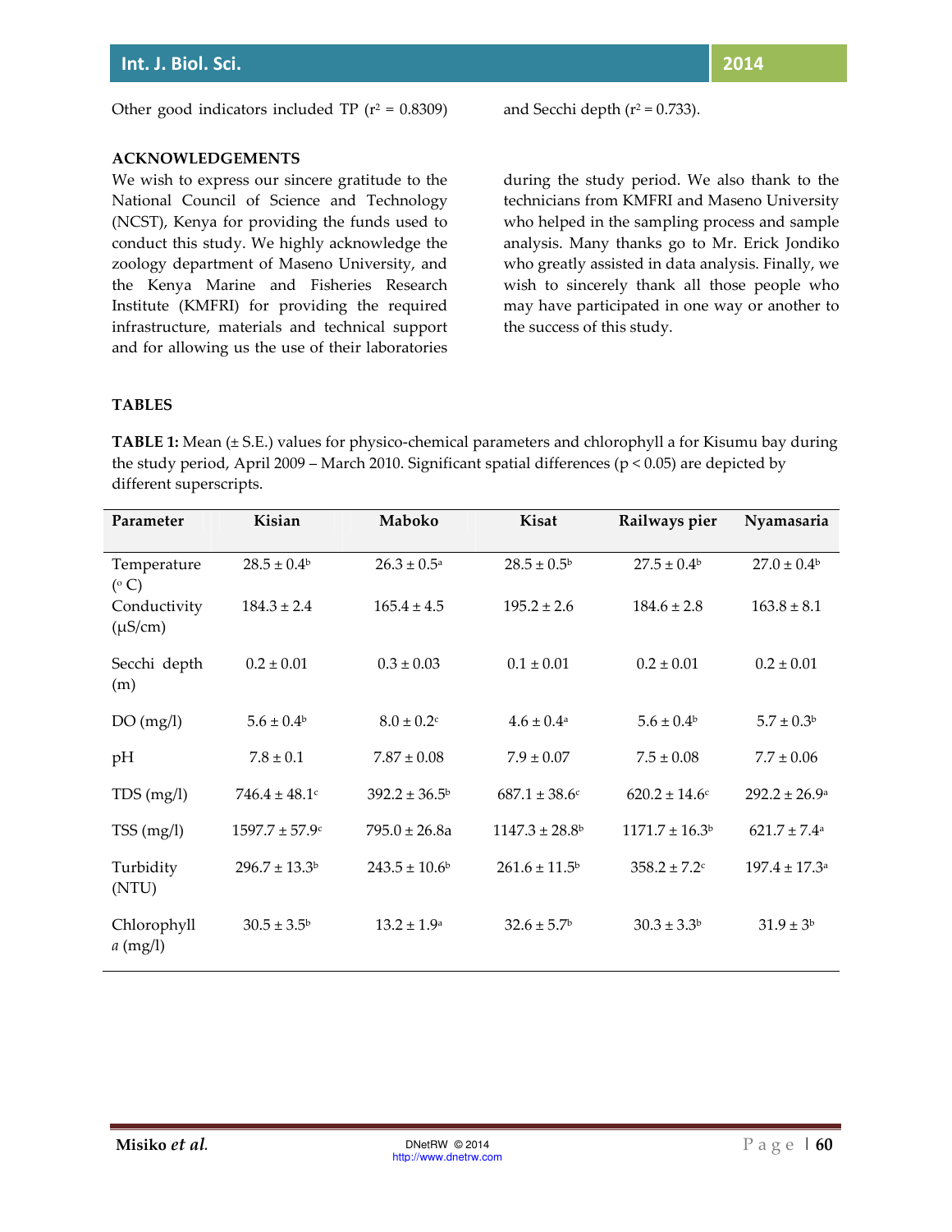Other good indicators included TP ($r^2 = 0.8309$) and Secchi depth ($r^2 = 0.733$).

## ACKNOWLEDGEMENTS

We wish to express our sincere gratitude to the National Council of Science and Technology (NCST), Kenya for providing the funds used to conduct this study. We highly acknowledge the zoology department of Maseno University, and the Kenya Marine and Fisheries Research Institute (KMFRI) for providing the required infrastructure, materials and technical support and for allowing us the use of their laboratories during the study period. We also thank to the technicians from KMFRI and Maseno University who helped in the sampling process and sample analysis. Many thanks go to Mr. Erick Jondiko who greatly assisted in data analysis. Finally, we wish to sincerely thank all those people who may have participated in one way or another to the success of this study.

## TABLES

**TABLE 1:** Mean (± S.E.) values for physico-chemical parameters and chlorophyll a for Kisumu bay during the study period, April 2009 – March 2010. Significant spatial differences ($p < 0.05$) are depicted by different superscripts.

| Parameter | Kisian | Maboko | Kisat | Railways pier | Nyamasaria |
|---|---|---|---|---|---|
| Temperature (°C) | $28.5 \pm 0.4^b$ | $26.3 \pm 0.5^a$ | $28.5 \pm 0.5^b$ | $27.5 \pm 0.4^b$ | $27.0 \pm 0.4^b$ |
| Conductivity (µS/cm) | 184.3 ± 2.4 | 165.4 ± 4.5 | 195.2 ± 2.6 | 184.6 ± 2.8 | 163.8 ± 8.1 |
| Secchi depth (m) | 0.2 ± 0.01 | 0.3 ± 0.03 | 0.1 ± 0.01 | 0.2 ± 0.01 | 0.2 ± 0.01 |
| DO (mg/l) | $5.6 \pm 0.4^b$ | $8.0 \pm 0.2^c$ | $4.6 \pm 0.4^a$ | $5.6 \pm 0.4^b$ | $5.7 \pm 0.3^b$ |
| pH | 7.8 ± 0.1 | 7.87 ± 0.08 | 7.9 ± 0.07 | 7.5 ± 0.08 | 7.7 ± 0.06 |
| TDS (mg/l) | $746.4 \pm 48.1^c$ | $392.2 \pm 36.5^b$ | $687.1 \pm 38.6^c$ | $620.2 \pm 14.6^c$ | $292.2 \pm 26.9^a$ |
| TSS (mg/l) | $1597.7 \pm 57.9^c$ | 795.0 ± 26.8a | $1147.3 \pm 28.8^b$ | $1171.7 \pm 16.3^b$ | $621.7 \pm 7.4^a$ |
| Turbidity (NTU) | $296.7 \pm 13.3^b$ | $243.5 \pm 10.6^b$ | $261.6 \pm 11.5^b$ | $358.2 \pm 7.2^c$ | $197.4 \pm 17.3^a$ |
| Chlorophyll *a* (mg/l) | $30.5 \pm 3.5^b$ | $13.2 \pm 1.9^a$ | $32.6 \pm 5.7^b$ | $30.3 \pm 3.3^b$ | $31.9 \pm 3^b$ |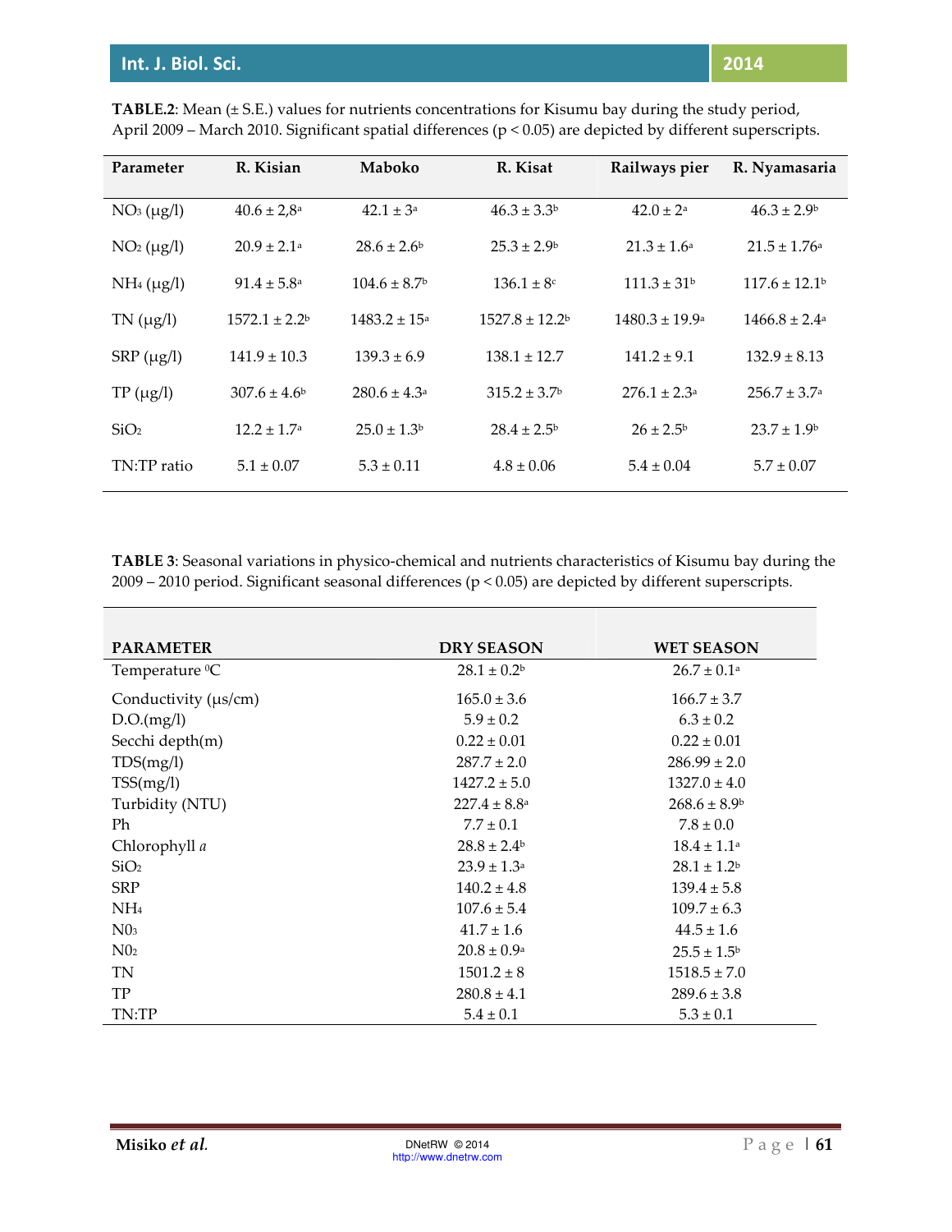**TABLE.2**: Mean (± S.E.) values for nutrients concentrations for Kisumu bay during the study period, April 2009 – March 2010. Significant spatial differences ($p < 0.05$) are depicted by different superscripts.

| Parameter | R. Kisian | Maboko | R. Kisat | Railways pier | R. Nyamasaria |
|---|---|---|---|---|---|
| $NO_3$ (µg/l) | $40.6 \pm 2,8^a$ | $42.1 \pm 3^a$ | $46.3 \pm 3.3^b$ | $42.0 \pm 2^a$ | $46.3 \pm 2.9^b$ |
| $NO_2$ (µg/l) | $20.9 \pm 2.1^a$ | $28.6 \pm 2.6^b$ | $25.3 \pm 2.9^b$ | $21.3 \pm 1.6^a$ | $21.5 \pm 1.76^a$ |
| $NH_4$ (µg/l) | $91.4 \pm 5.8^a$ | $104.6 \pm 8.7^b$ | $136.1 \pm 8^c$ | $111.3 \pm 31^b$ | $117.6 \pm 12.1^b$ |
| TN (µg/l) | $1572.1 \pm 2.2^b$ | $1483.2 \pm 15^a$ | $1527.8 \pm 12.2^b$ | $1480.3 \pm 19.9^a$ | $1466.8 \pm 2.4^a$ |
| SRP (µg/l) | $141.9 \pm 10.3$ | $139.3 \pm 6.9$ | $138.1 \pm 12.7$ | $141.2 \pm 9.1$ | $132.9 \pm 8.13$ |
| TP (µg/l) | $307.6 \pm 4.6^b$ | $280.6 \pm 4.3^a$ | $315.2 \pm 3.7^b$ | $276.1 \pm 2.3^a$ | $256.7 \pm 3.7^a$ |
| $SiO_2$ | $12.2 \pm 1.7^a$ | $25.0 \pm 1.3^b$ | $28.4 \pm 2.5^b$ | $26 \pm 2.5^b$ | $23.7 \pm 1.9^b$ |
| TN:TP ratio | $5.1 \pm 0.07$ | $5.3 \pm 0.11$ | $4.8 \pm 0.06$ | $5.4 \pm 0.04$ | $5.7 \pm 0.07$ |

**TABLE 3**: Seasonal variations in physico-chemical and nutrients characteristics of Kisumu bay during the 2009 – 2010 period. Significant seasonal differences ($p < 0.05$) are depicted by different superscripts.

| PARAMETER | DRY SEASON | WET SEASON |
|---|---|---|
| Temperature $^0$C | $28.1 \pm 0.2^b$ | $26.7 \pm 0.1^a$ |
| Conductivity (µs/cm) | $165.0 \pm 3.6$ | $166.7 \pm 3.7$ |
| D.O.(mg/l) | $5.9 \pm 0.2$ | $6.3 \pm 0.2$ |
| Secchi depth(m) | $0.22 \pm 0.01$ | $0.22 \pm 0.01$ |
| TDS(mg/l) | $287.7 \pm 2.0$ | $286.99 \pm 2.0$ |
| TSS(mg/l) | $1427.2 \pm 5.0$ | $1327.0 \pm 4.0$ |
| Turbidity (NTU) | $227.4 \pm 8.8^a$ | $268.6 \pm 8.9^b$ |
| Ph | $7.7 \pm 0.1$ | $7.8 \pm 0.0$ |
| Chlorophyll *a* | $28.8 \pm 2.4^b$ | $18.4 \pm 1.1^a$ |
| $SiO_2$ | $23.9 \pm 1.3^a$ | $28.1 \pm 1.2^b$ |
| SRP | $140.2 \pm 4.8$ | $139.4 \pm 5.8$ |
| $NH_4$ | $107.6 \pm 5.4$ | $109.7 \pm 6.3$ |
| $N0_3$ | $41.7 \pm 1.6$ | $44.5 \pm 1.6$ |
| $N0_2$ | $20.8 \pm 0.9^a$ | $25.5 \pm 1.5^b$ |
| TN | $1501.2 \pm 8$ | $1518.5 \pm 7.0$ |
| TP | $280.8 \pm 4.1$ | $289.6 \pm 3.8$ |
| TN:TP | $5.4 \pm 0.1$ | $5.3 \pm 0.1$ |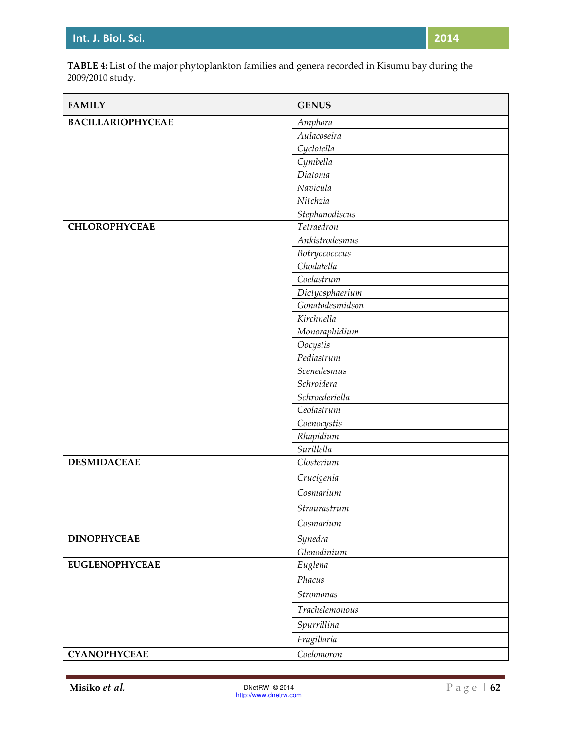**TABLE 4:** List of the major phytoplankton families and genera recorded in Kisumu bay during the 2009/2010 study.

| FAMILY | GENUS |
|---|---|
| **BACILLARIOPHYCEAE** | *Amphora* |
| | *Aulacoseira* |
| | *Cyclotella* |
| | *Cymbella* |
| | *Diatoma* |
| | *Navicula* |
| | *Nitchzia* |
| | *Stephanodiscus* |
| **CHLOROPHYCEAE** | *Tetraedron* |
| | *Ankistrodesmus* |
| | *Botryococccus* |
| | *Chodatella* |
| | *Coelastrum* |
| | *Dictyosphaerium* |
| | *Gonatodesmidson* |
| | *Kirchnella* |
| | *Monoraphidium* |
| | *Oocystis* |
| | *Pediastrum* |
| | *Scenedesmus* |
| | *Schroidera* |
| | *Schroederiella* |
| | *Ceolastrum* |
| | *Coenocystis* |
| | *Rhapidium* |
| | *Surillella* |
| **DESMIDACEAE** | *Closterium* |
| | *Crucigenia* |
| | *Cosmarium* |
| | *Straurastrum* |
| | *Cosmarium* |
| **DINOPHYCEAE** | *Synedra* |
| | *Glenodinium* |
| **EUGLENOPHYCEAE** | *Euglena* |
| | *Phacus* |
| | *Stromonas* |
| | *Trachelemonous* |
| | *Spurrillina* |
| | *Fragillaria* |
| **CYANOPHYCEAE** | *Coelomoron* |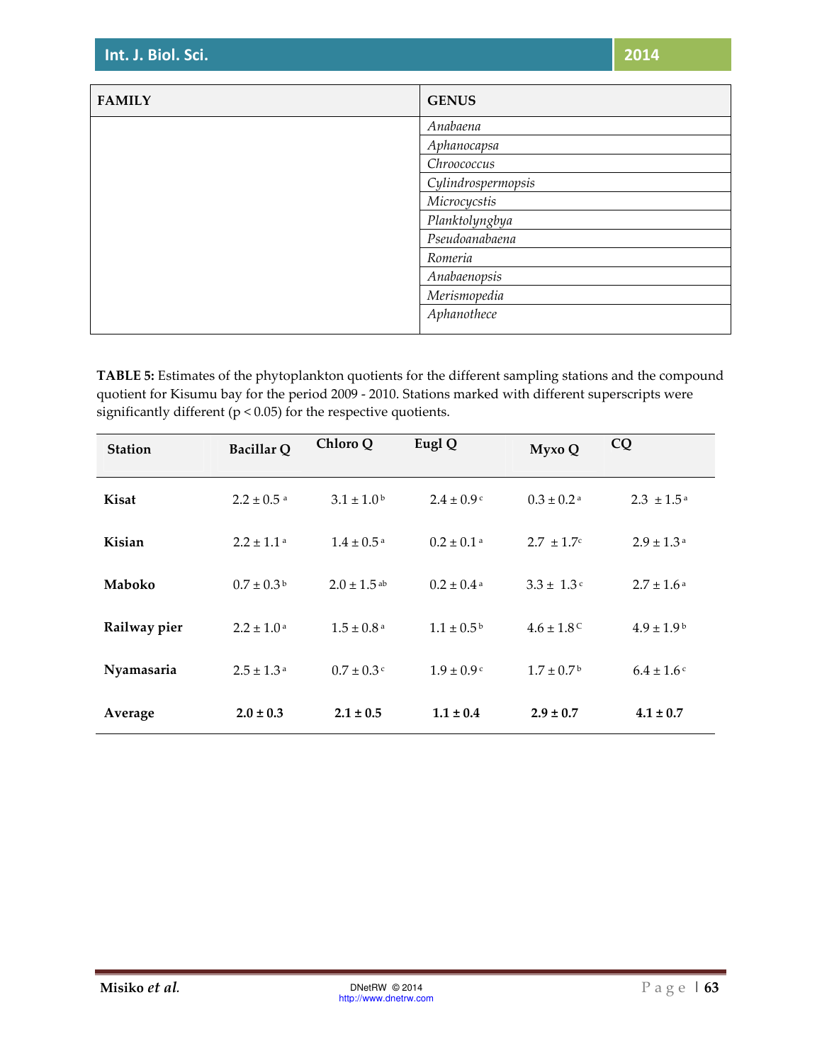| FAMILY | GENUS |
|---|---|
| | *Anabaena* |
| | *Aphanocapsa* |
| | *Chroococcus* |
| | *Cylindrospermopsis* |
| | *Microcycstis* |
| | *Planktolyngbya* |
| | *Pseudoanabaena* |
| | *Romeria* |
| | *Anabaenopsis* |
| | *Merismopedia* |
| | *Aphanothece* |

**TABLE 5:** Estimates of the phytoplankton quotients for the different sampling stations and the compound quotient for Kisumu bay for the period 2009 - 2010. Stations marked with different superscripts were significantly different ($p < 0.05$) for the respective quotients.

| Station | Bacillar Q | Chloro Q | Eugl Q | Myxo Q | CQ |
|---|---|---|---|---|---|
| **Kisat** | $2.2 \pm 0.5^{a}$ | $3.1 \pm 1.0^{b}$ | $2.4 \pm 0.9^{c}$ | $0.3 \pm 0.2^{a}$ | $2.3 \pm 1.5^{a}$ |
| **Kisian** | $2.2 \pm 1.1^{a}$ | $1.4 \pm 0.5^{a}$ | $0.2 \pm 0.1^{a}$ | $2.7 \pm 1.7^{c}$ | $2.9 \pm 1.3^{a}$ |
| **Maboko** | $0.7 \pm 0.3^{b}$ | $2.0 \pm 1.5^{ab}$ | $0.2 \pm 0.4^{a}$ | $3.3 \pm 1.3^{c}$ | $2.7 \pm 1.6^{a}$ |
| **Railway pier** | $2.2 \pm 1.0^{a}$ | $1.5 \pm 0.8^{a}$ | $1.1 \pm 0.5^{b}$ | $4.6 \pm 1.8^{C}$ | $4.9 \pm 1.9^{b}$ |
| **Nyamasaria** | $2.5 \pm 1.3^{a}$ | $0.7 \pm 0.3^{c}$ | $1.9 \pm 0.9^{c}$ | $1.7 \pm 0.7^{b}$ | $6.4 \pm 1.6^{c}$ |
| **Average** | **2.0 ± 0.3** | **2.1 ± 0.5** | **1.1 ± 0.4** | **2.9 ± 0.7** | **4.1 ± 0.7** |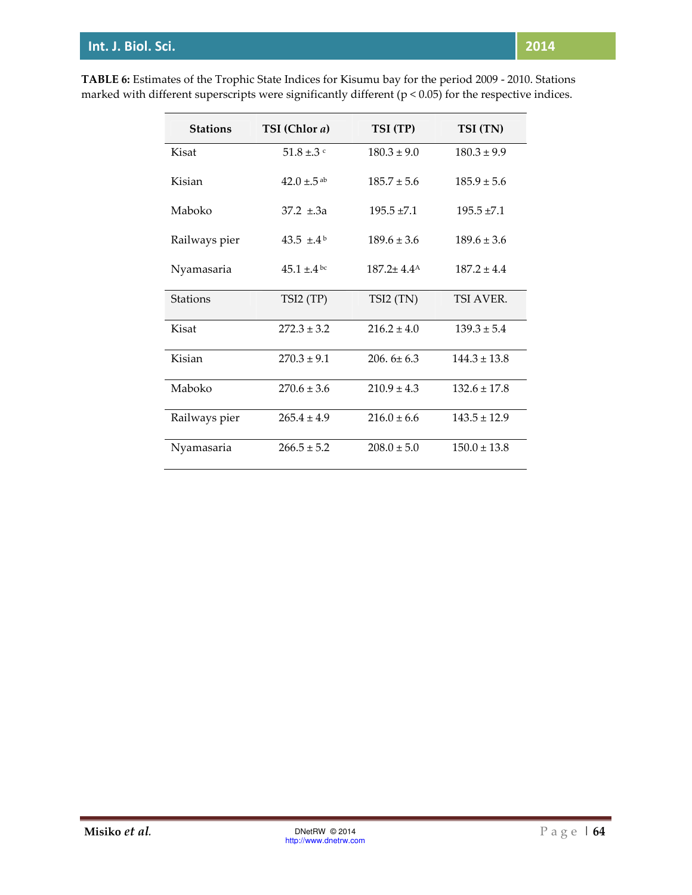**TABLE 6:** Estimates of the Trophic State Indices for Kisumu bay for the period 2009 - 2010. Stations marked with different superscripts were significantly different ($p < 0.05$) for the respective indices.

| Stations | TSI (Chlor *a*) | TSI (TP) | TSI (TN) |
|---|---|---|---|
| Kisat | 51.8 ±.3 [c] | 180.3 ± 9.0 | 180.3 ± 9.9 |
| Kisian | 42.0 ±.5 [ab] | 185.7 ± 5.6 | 185.9 ± 5.6 |
| Maboko | 37.2 ±.3a | 195.5 ±7.1 | 195.5 ±7.1 |
| Railways pier | 43.5 ±.4 [b] | 189.6 ± 3.6 | 189.6 ± 3.6 |
| Nyamasaria | 45.1 ±.4 [bc] | 187.2± 4.4[A] | 187.2 ± 4.4 |
| **Stations** | **TSI2 (TP)** | **TSI2 (TN)** | **TSI AVER.** |
| Kisat | 272.3 ± 3.2 | 216.2 ± 4.0 | 139.3 ± 5.4 |
| Kisian | 270.3 ± 9.1 | 206. 6± 6.3 | 144.3 ± 13.8 |
| Maboko | 270.6 ± 3.6 | 210.9 ± 4.3 | 132.6 ± 17.8 |
| Railways pier | 265.4 ± 4.9 | 216.0 ± 6.6 | 143.5 ± 12.9 |
| Nyamasaria | 266.5 ± 5.2 | 208.0 ± 5.0 | 150.0 ± 13.8 |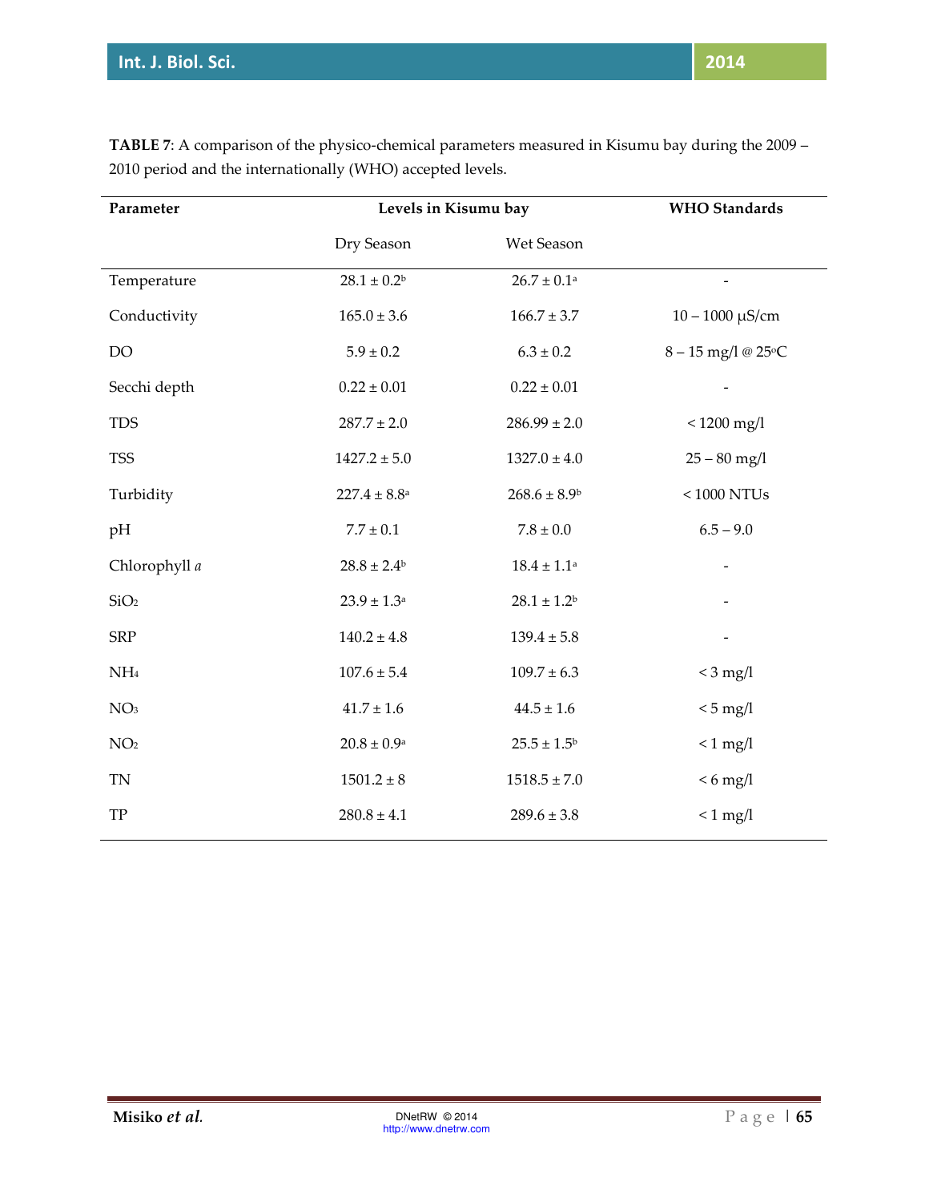**TABLE 7**: A comparison of the physico-chemical parameters measured in Kisumu bay during the 2009 – 2010 period and the internationally (WHO) accepted levels.

| Parameter | Levels in Kisumu bay | | WHO Standards |
|---|---|---|---|
| | Dry Season | Wet Season | |
| Temperature | 28.1 ± 0.2[b] | 26.7 ± 0.1[a] | - |
| Conductivity | 165.0 ± 3.6 | 166.7 ± 3.7 | 10 – 1000 µS/cm |
| DO | 5.9 ± 0.2 | 6.3 ± 0.2 | 8 – 15 mg/l @ 25°C |
| Secchi depth | 0.22 ± 0.01 | 0.22 ± 0.01 | - |
| TDS | 287.7 ± 2.0 | 286.99 ± 2.0 | < 1200 mg/l |
| TSS | 1427.2 ± 5.0 | 1327.0 ± 4.0 | 25 – 80 mg/l |
| Turbidity | 227.4 ± 8.8[a] | 268.6 ± 8.9[b] | < 1000 NTUs |
| pH | 7.7 ± 0.1 | 7.8 ± 0.0 | 6.5 – 9.0 |
| Chlorophyll *a* | 28.8 ± 2.4[b] | 18.4 ± 1.1[a] | - |
| $SiO_2$ | 23.9 ± 1.3[a] | 28.1 ± 1.2[b] | - |
| SRP | 140.2 ± 4.8 | 139.4 ± 5.8 | - |
| $NH_4$ | 107.6 ± 5.4 | 109.7 ± 6.3 | < 3 mg/l |
| $NO_3$ | 41.7 ± 1.6 | 44.5 ± 1.6 | < 5 mg/l |
| $NO_2$ | 20.8 ± 0.9[a] | 25.5 ± 1.5[b] | < 1 mg/l |
| TN | 1501.2 ± 8 | 1518.5 ± 7.0 | < 6 mg/l |
| TP | 280.8 ± 4.1 | 289.6 ± 3.8 | < 1 mg/l |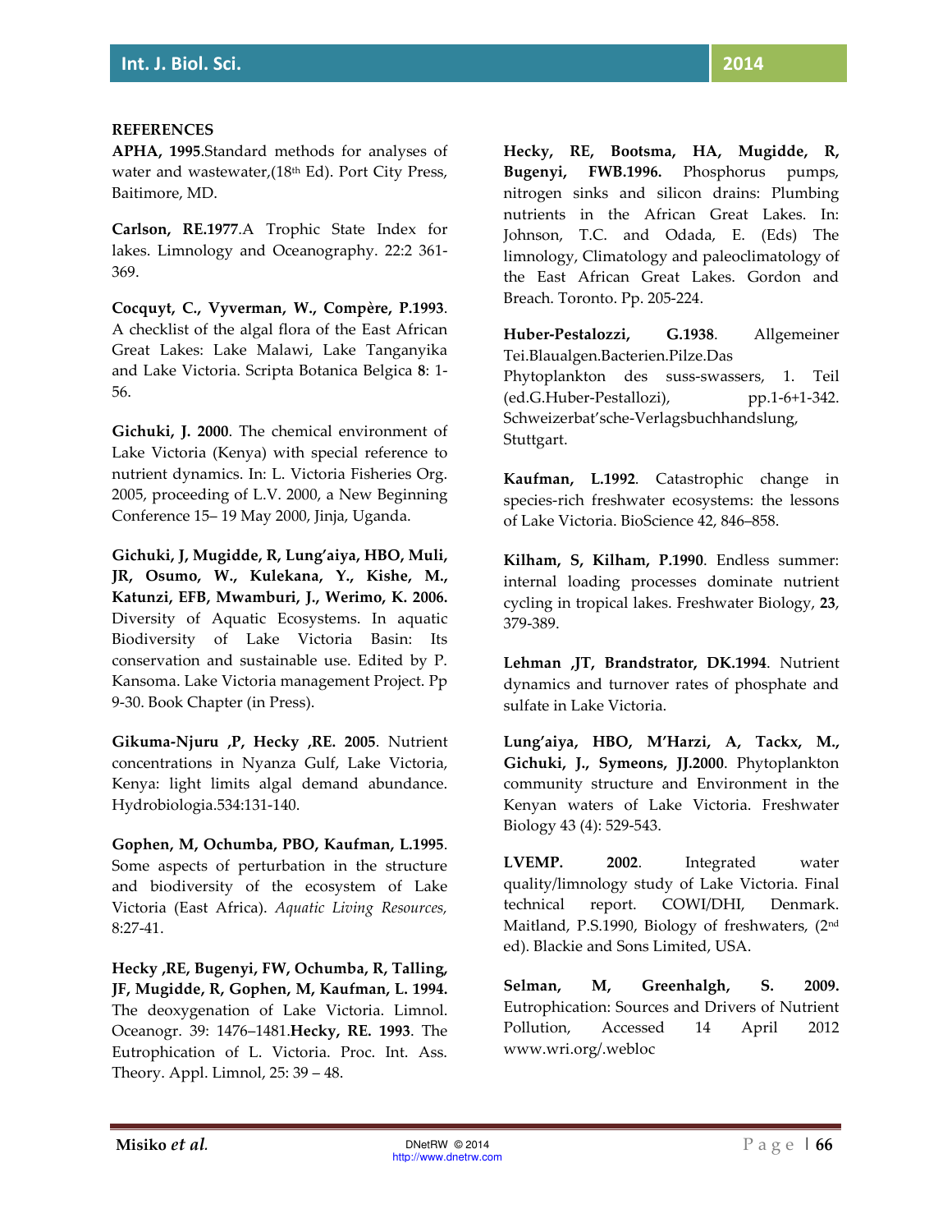**REFERENCES**

**APHA, 1995**.Standard methods for analyses of water and wastewater,(18th Ed). Port City Press, Baitimore, MD.

**Carlson, RE.1977**.A Trophic State Index for lakes. Limnology and Oceanography. 22:2 361-369.

**Cocquyt, C., Vyverman, W., Compère, P.1993**. A checklist of the algal flora of the East African Great Lakes: Lake Malawi, Lake Tanganyika and Lake Victoria. Scripta Botanica Belgica **8**: 1-56.

**Gichuki, J. 2000**. The chemical environment of Lake Victoria (Kenya) with special reference to nutrient dynamics. In: L. Victoria Fisheries Org. 2005, proceeding of L.V. 2000, a New Beginning Conference 15– 19 May 2000, Jinja, Uganda.

**Gichuki, J, Mugidde, R, Lung'aiya, HBO, Muli, JR, Osumo, W., Kulekana, Y., Kishe, M., Katunzi, EFB, Mwamburi, J., Werimo, K. 2006.** Diversity of Aquatic Ecosystems. In aquatic Biodiversity of Lake Victoria Basin: Its conservation and sustainable use. Edited by P. Kansoma. Lake Victoria management Project. Pp 9-30. Book Chapter (in Press).

**Gikuma-Njuru ,P, Hecky ,RE. 2005**. Nutrient concentrations in Nyanza Gulf, Lake Victoria, Kenya: light limits algal demand abundance. Hydrobiologia.534:131-140.

**Gophen, M, Ochumba, PBO, Kaufman, L.1995**. Some aspects of perturbation in the structure and biodiversity of the ecosystem of Lake Victoria (East Africa). *Aquatic Living Resources,* 8:27-41.

**Hecky ,RE, Bugenyi, FW, Ochumba, R, Talling, JF, Mugidde, R, Gophen, M, Kaufman, L. 1994.** The deoxygenation of Lake Victoria. Limnol. Oceanogr. 39: 1476–1481.**Hecky, RE. 1993**. The Eutrophication of L. Victoria. Proc. Int. Ass. Theory. Appl. Limnol, 25: 39 – 48.

**Hecky, RE, Bootsma, HA, Mugidde, R, Bugenyi, FWB.1996.** Phosphorus pumps, nitrogen sinks and silicon drains: Plumbing nutrients in the African Great Lakes. In: Johnson, T.C. and Odada, E. (Eds) The limnology, Climatology and paleoclimatology of the East African Great Lakes. Gordon and Breach. Toronto. Pp. 205-224.

**Huber-Pestalozzi, G.1938**. Allgemeiner Tei.Blaualgen.Bacterien.Pilze.Das Phytoplankton des suss-swassers, 1. Teil (ed.G.Huber-Pestallozi), pp.1-6+1-342. Schweizerbat'sche-Verlagsbuchhandslung, Stuttgart.

**Kaufman, L.1992**. Catastrophic change in species-rich freshwater ecosystems: the lessons of Lake Victoria. BioScience 42, 846–858.

**Kilham, S, Kilham, P.1990**. Endless summer: internal loading processes dominate nutrient cycling in tropical lakes. Freshwater Biology, **23**, 379-389.

**Lehman ,JT, Brandstrator, DK.1994**. Nutrient dynamics and turnover rates of phosphate and sulfate in Lake Victoria.

**Lung'aiya, HBO, M'Harzi, A, Tackx, M., Gichuki, J., Symeons, JJ.2000**. Phytoplankton community structure and Environment in the Kenyan waters of Lake Victoria. Freshwater Biology 43 (4): 529-543.

**LVEMP. 2002**. Integrated water quality/limnology study of Lake Victoria. Final technical report. COWI/DHI, Denmark. Maitland, P.S.1990, Biology of freshwaters, (2nd ed). Blackie and Sons Limited, USA.

**Selman, M, Greenhalgh, S. 2009.** Eutrophication: Sources and Drivers of Nutrient Pollution, Accessed 14 April 2012 www.wri.org/.webloc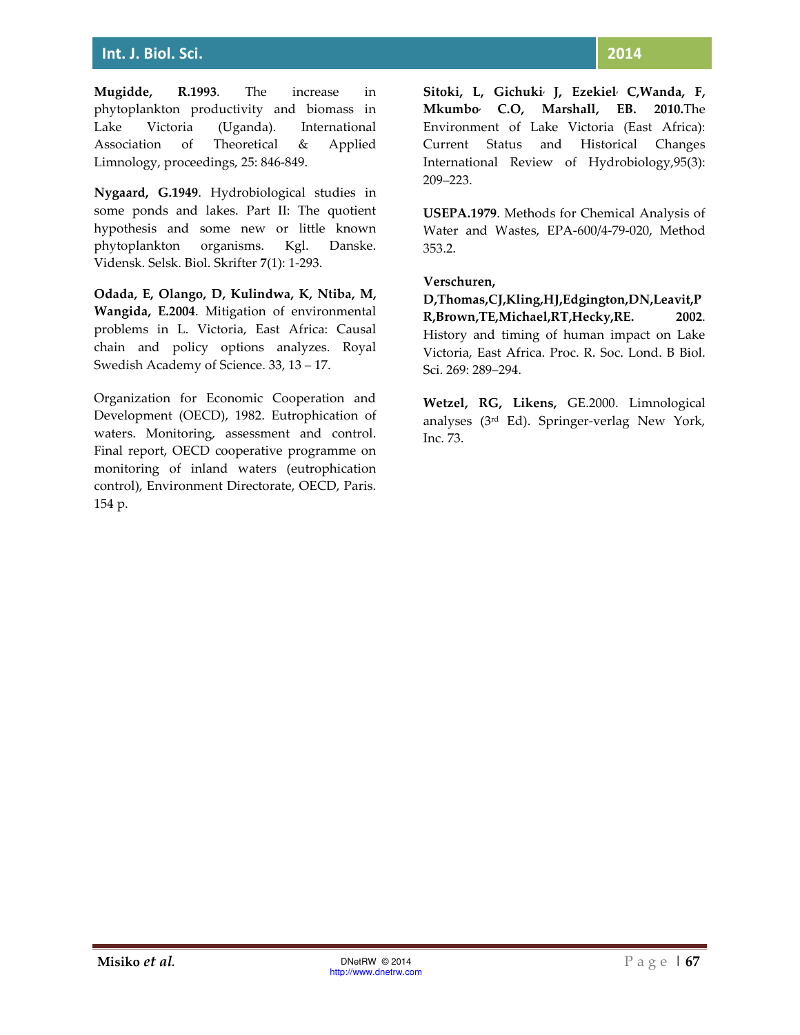**Mugidde, R.1993**. The increase in phytoplankton productivity and biomass in Lake Victoria (Uganda). International Association of Theoretical & Applied Limnology, proceedings, 25: 846-849.

**Nygaard, G.1949**. Hydrobiological studies in some ponds and lakes. Part II: The quotient hypothesis and some new or little known phytoplankton organisms. Kgl. Danske. Vidensk. Selsk. Biol. Skrifter **7**(1): 1-293.

**Odada, E, Olango, D, Kulindwa, K, Ntiba, M, Wangida, E.2004**. Mitigation of environmental problems in L. Victoria, East Africa: Causal chain and policy options analyzes. Royal Swedish Academy of Science. 33, 13 – 17.

Organization for Economic Cooperation and Development (OECD), 1982. Eutrophication of waters. Monitoring, assessment and control. Final report, OECD cooperative programme on monitoring of inland waters (eutrophication control), Environment Directorate, OECD, Paris. 154 p.

**Sitoki, L, Gichuki, J, Ezekiel, C,Wanda, F, Mkumbo, C.O, Marshall, EB. 2010.**The Environment of Lake Victoria (East Africa): Current Status and Historical Changes International Review of Hydrobiology,95(3): 209–223.

**USEPA.1979**. Methods for Chemical Analysis of Water and Wastes, EPA-600/4-79-020, Method 353.2.

**Verschuren, D,Thomas,CJ,Kling,HJ,Edgington,DN,Leavit,PR,Brown,TE,Michael,RT,Hecky,RE. 2002**. History and timing of human impact on Lake Victoria, East Africa. Proc. R. Soc. Lond. B Biol. Sci. 269: 289–294.

**Wetzel, RG, Likens,** GE.2000. Limnological analyses (3rd Ed). Springer-verlag New York, Inc. 73.